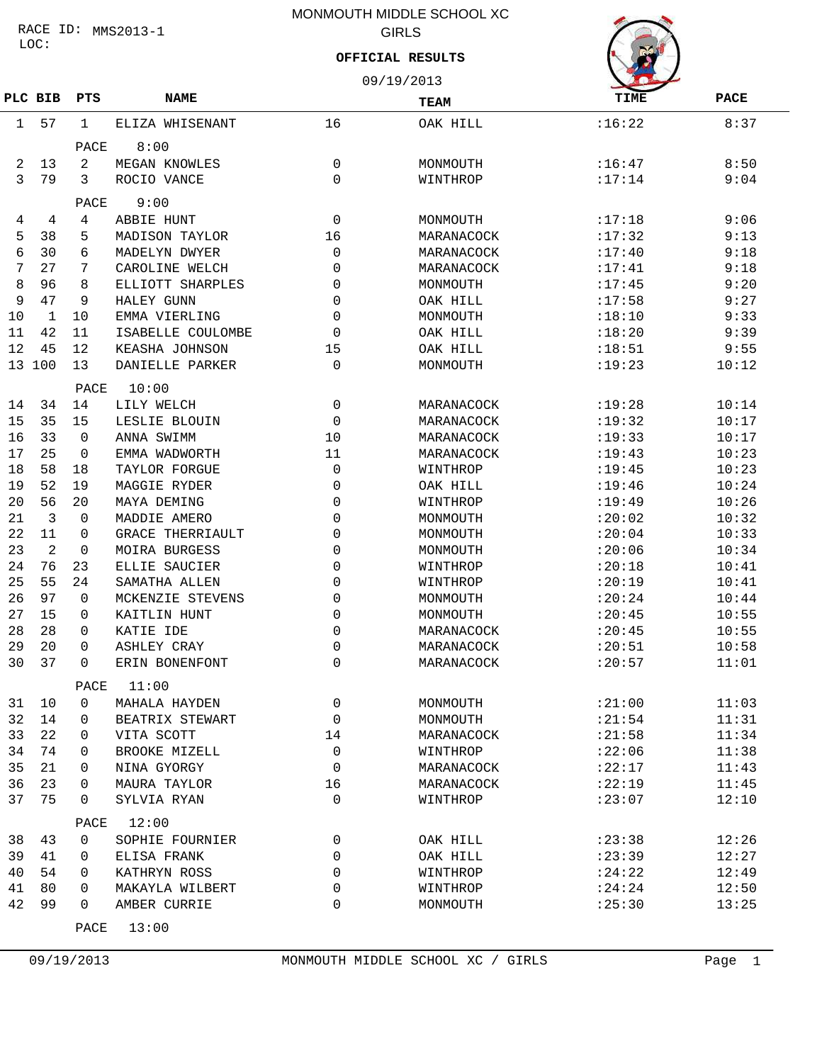RACE ID: MMS2013-1
LOC:

# MONMOUTH MIDDLE SCHOOL XC

## GIRLS

**OFFICIAL RESULTS**

09/19/2013

| PLC | BIB | PTS | NAME | | TEAM | TIME | PACE |
|---|---|---|---|---|---|---|---|
| 1 | 57 | 1 | ELIZA WHISENANT | 16 | OAK HILL | :16:22 | 8:37 |
| | | PACE | 8:00 | | | | |
| 2 | 13 | 2 | MEGAN KNOWLES | 0 | MONMOUTH | :16:47 | 8:50 |
| 3 | 79 | 3 | ROCIO VANCE | 0 | WINTHROP | :17:14 | 9:04 |
| | | PACE | 9:00 | | | | |
| 4 | 4 | 4 | ABBIE HUNT | 0 | MONMOUTH | :17:18 | 9:06 |
| 5 | 38 | 5 | MADISON TAYLOR | 16 | MARANACOCK | :17:32 | 9:13 |
| 6 | 30 | 6 | MADELYN DWYER | 0 | MARANACOCK | :17:40 | 9:18 |
| 7 | 27 | 7 | CAROLINE WELCH | 0 | MARANACOCK | :17:41 | 9:18 |
| 8 | 96 | 8 | ELLIOTT SHARPLES | 0 | MONMOUTH | :17:45 | 9:20 |
| 9 | 47 | 9 | HALEY GUNN | 0 | OAK HILL | :17:58 | 9:27 |
| 10 | 1 | 10 | EMMA VIERLING | 0 | MONMOUTH | :18:10 | 9:33 |
| 11 | 42 | 11 | ISABELLE COULOMBE | 0 | OAK HILL | :18:20 | 9:39 |
| 12 | 45 | 12 | KEASHA JOHNSON | 15 | OAK HILL | :18:51 | 9:55 |
| 13 | 100 | 13 | DANIELLE PARKER | 0 | MONMOUTH | :19:23 | 10:12 |
| | | PACE | 10:00 | | | | |
| 14 | 34 | 14 | LILY WELCH | 0 | MARANACOCK | :19:28 | 10:14 |
| 15 | 35 | 15 | LESLIE BLOUIN | 0 | MARANACOCK | :19:32 | 10:17 |
| 16 | 33 | 0 | ANNA SWIMM | 10 | MARANACOCK | :19:33 | 10:17 |
| 17 | 25 | 0 | EMMA WADWORTH | 11 | MARANACOCK | :19:43 | 10:23 |
| 18 | 58 | 18 | TAYLOR FORGUE | 0 | WINTHROP | :19:45 | 10:23 |
| 19 | 52 | 19 | MAGGIE RYDER | 0 | OAK HILL | :19:46 | 10:24 |
| 20 | 56 | 20 | MAYA DEMING | 0 | WINTHROP | :19:49 | 10:26 |
| 21 | 3 | 0 | MADDIE AMERO | 0 | MONMOUTH | :20:02 | 10:32 |
| 22 | 11 | 0 | GRACE THERRIAULT | 0 | MONMOUTH | :20:04 | 10:33 |
| 23 | 2 | 0 | MOIRA BURGESS | 0 | MONMOUTH | :20:06 | 10:34 |
| 24 | 76 | 23 | ELLIE SAUCIER | 0 | WINTHROP | :20:18 | 10:41 |
| 25 | 55 | 24 | SAMATHA ALLEN | 0 | WINTHROP | :20:19 | 10:41 |
| 26 | 97 | 0 | MCKENZIE STEVENS | 0 | MONMOUTH | :20:24 | 10:44 |
| 27 | 15 | 0 | KAITLIN HUNT | 0 | MONMOUTH | :20:45 | 10:55 |
| 28 | 28 | 0 | KATIE IDE | 0 | MARANACOCK | :20:45 | 10:55 |
| 29 | 20 | 0 | ASHLEY CRAY | 0 | MARANACOCK | :20:51 | 10:58 |
| 30 | 37 | 0 | ERIN BONENFONT | 0 | MARANACOCK | :20:57 | 11:01 |
| | | PACE | 11:00 | | | | |
| 31 | 10 | 0 | MAHALA HAYDEN | 0 | MONMOUTH | :21:00 | 11:03 |
| 32 | 14 | 0 | BEATRIX STEWART | 0 | MONMOUTH | :21:54 | 11:31 |
| 33 | 22 | 0 | VITA SCOTT | 14 | MARANACOCK | :21:58 | 11:34 |
| 34 | 74 | 0 | BROOKE MIZELL | 0 | WINTHROP | :22:06 | 11:38 |
| 35 | 21 | 0 | NINA GYORGY | 0 | MARANACOCK | :22:17 | 11:43 |
| 36 | 23 | 0 | MAURA TAYLOR | 16 | MARANACOCK | :22:19 | 11:45 |
| 37 | 75 | 0 | SYLVIA RYAN | 0 | WINTHROP | :23:07 | 12:10 |
| | | PACE | 12:00 | | | | |
| 38 | 43 | 0 | SOPHIE FOURNIER | 0 | OAK HILL | :23:38 | 12:26 |
| 39 | 41 | 0 | ELISA FRANK | 0 | OAK HILL | :23:39 | 12:27 |
| 40 | 54 | 0 | KATHRYN ROSS | 0 | WINTHROP | :24:22 | 12:49 |
| 41 | 80 | 0 | MAKAYLA WILBERT | 0 | WINTHROP | :24:24 | 12:50 |
| 42 | 99 | 0 | AMBER CURRIE | 0 | MONMOUTH | :25:30 | 13:25 |
| | | PACE | 13:00 | | | | |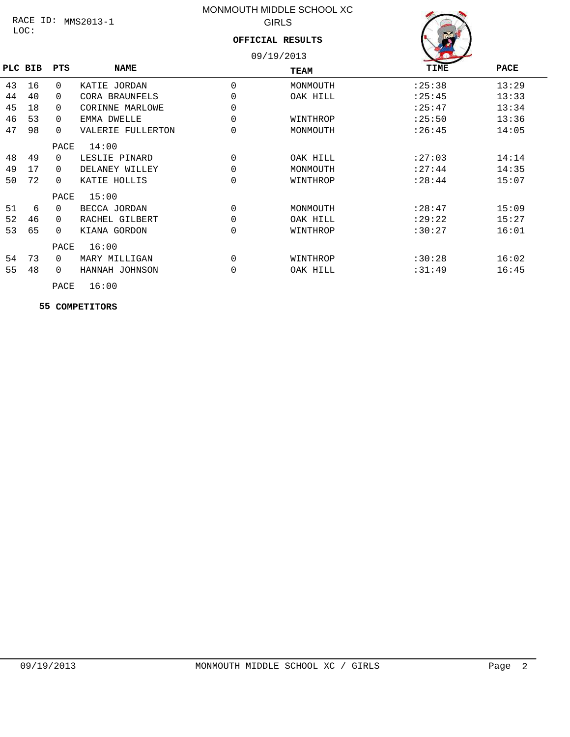RACE ID: MMS2013-1

LOC:

# MONMOUTH MIDDLE SCHOOL XC

## GIRLS

**OFFICIAL RESULTS**

09/19/2013

| PLC | BIB | PTS | NAME | | TEAM | TIME | PACE |
|---|---|---|---|---|---|---|---|
| 43 | 16 | 0 | KATIE JORDAN | 0 | MONMOUTH | :25:38 | 13:29 |
| 44 | 40 | 0 | CORA BRAUNFELS | 0 | OAK HILL | :25:45 | 13:33 |
| 45 | 18 | 0 | CORINNE MARLOWE | 0 | | :25:47 | 13:34 |
| 46 | 53 | 0 | EMMA DWELLE | 0 | WINTHROP | :25:50 | 13:36 |
| 47 | 98 | 0 | VALERIE FULLERTON | 0 | MONMOUTH | :26:45 | 14:05 |
| | | PACE | 14:00 | | | | |
| 48 | 49 | 0 | LESLIE PINARD | 0 | OAK HILL | :27:03 | 14:14 |
| 49 | 17 | 0 | DELANEY WILLEY | 0 | MONMOUTH | :27:44 | 14:35 |
| 50 | 72 | 0 | KATIE HOLLIS | 0 | WINTHROP | :28:44 | 15:07 |
| | | PACE | 15:00 | | | | |
| 51 | 6 | 0 | BECCA JORDAN | 0 | MONMOUTH | :28:47 | 15:09 |
| 52 | 46 | 0 | RACHEL GILBERT | 0 | OAK HILL | :29:22 | 15:27 |
| 53 | 65 | 0 | KIANA GORDON | 0 | WINTHROP | :30:27 | 16:01 |
| | | PACE | 16:00 | | | | |
| 54 | 73 | 0 | MARY MILLIGAN | 0 | WINTHROP | :30:28 | 16:02 |
| 55 | 48 | 0 | HANNAH JOHNSON | 0 | OAK HILL | :31:49 | 16:45 |
| | | PACE | 16:00 | | | | |

**55 COMPETITORS**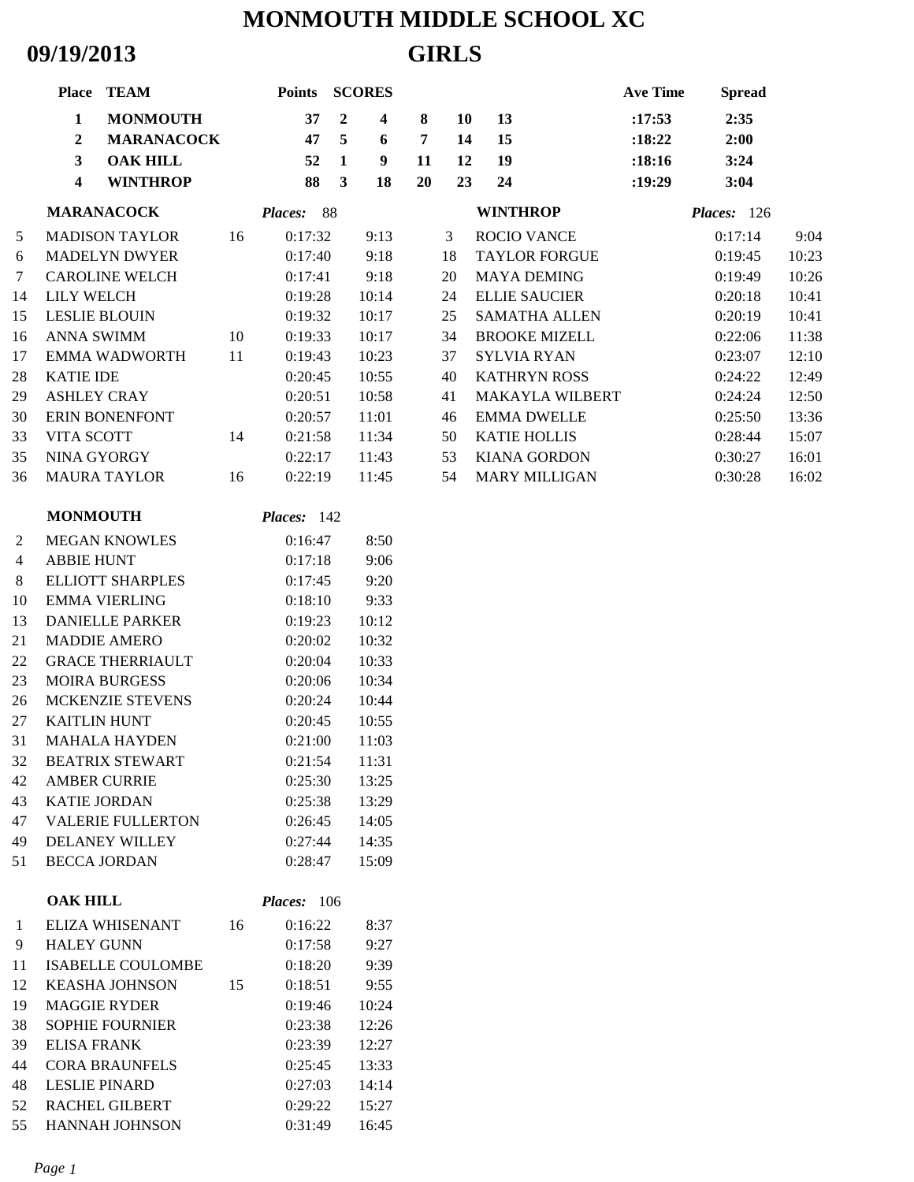# MONMOUTH MIDDLE SCHOOL XC

## 09/19/2013 GIRLS

| Place | TEAM | Points | SCORES | | | | | Ave Time | Spread |
|---|---|---|---|---|---|---|---|---|---|
| 1 | MONMOUTH | 37 | 2 | 4 | 8 | 10 | 13 | :17:53 | 2:35 |
| 2 | MARANACOCK | 47 | 5 | 6 | 7 | 14 | 15 | :18:22 | 2:00 |
| 3 | OAK HILL | 52 | 1 | 9 | 11 | 12 | 19 | :18:16 | 3:24 |
| 4 | WINTHROP | 88 | 3 | 18 | 20 | 23 | 24 | :19:29 | 3:04 |

### MARANACOCK — *Places:* 88

| Place | Name | | Time | Pace |
|---|---|---|---|---|
| 5 | MADISON TAYLOR | 16 | 0:17:32 | 9:13 |
| 6 | MADELYN DWYER | | 0:17:40 | 9:18 |
| 7 | CAROLINE WELCH | | 0:17:41 | 9:18 |
| 14 | LILY WELCH | | 0:19:28 | 10:14 |
| 15 | LESLIE BLOUIN | | 0:19:32 | 10:17 |
| 16 | ANNA SWIMM | 10 | 0:19:33 | 10:17 |
| 17 | EMMA WADWORTH | 11 | 0:19:43 | 10:23 |
| 28 | KATIE IDE | | 0:20:45 | 10:55 |
| 29 | ASHLEY CRAY | | 0:20:51 | 10:58 |
| 30 | ERIN BONENFONT | | 0:20:57 | 11:01 |
| 33 | VITA SCOTT | 14 | 0:21:58 | 11:34 |
| 35 | NINA GYORGY | | 0:22:17 | 11:43 |
| 36 | MAURA TAYLOR | 16 | 0:22:19 | 11:45 |

### MONMOUTH — *Places:* 142

| Place | Name | Time | Pace |
|---|---|---|---|
| 2 | MEGAN KNOWLES | 0:16:47 | 8:50 |
| 4 | ABBIE HUNT | 0:17:18 | 9:06 |
| 8 | ELLIOTT SHARPLES | 0:17:45 | 9:20 |
| 10 | EMMA VIERLING | 0:18:10 | 9:33 |
| 13 | DANIELLE PARKER | 0:19:23 | 10:12 |
| 21 | MADDIE AMERO | 0:20:02 | 10:32 |
| 22 | GRACE THERRIAULT | 0:20:04 | 10:33 |
| 23 | MOIRA BURGESS | 0:20:06 | 10:34 |
| 26 | MCKENZIE STEVENS | 0:20:24 | 10:44 |
| 27 | KAITLIN HUNT | 0:20:45 | 10:55 |
| 31 | MAHALA HAYDEN | 0:21:00 | 11:03 |
| 32 | BEATRIX STEWART | 0:21:54 | 11:31 |
| 42 | AMBER CURRIE | 0:25:30 | 13:25 |
| 43 | KATIE JORDAN | 0:25:38 | 13:29 |
| 47 | VALERIE FULLERTON | 0:26:45 | 14:05 |
| 49 | DELANEY WILLEY | 0:27:44 | 14:35 |
| 51 | BECCA JORDAN | 0:28:47 | 15:09 |

### OAK HILL — *Places:* 106

| Place | Name | | Time | Pace |
|---|---|---|---|---|
| 1 | ELIZA WHISENANT | 16 | 0:16:22 | 8:37 |
| 9 | HALEY GUNN | | 0:17:58 | 9:27 |
| 11 | ISABELLE COULOMBE | | 0:18:20 | 9:39 |
| 12 | KEASHA JOHNSON | 15 | 0:18:51 | 9:55 |
| 19 | MAGGIE RYDER | | 0:19:46 | 10:24 |
| 38 | SOPHIE FOURNIER | | 0:23:38 | 12:26 |
| 39 | ELISA FRANK | | 0:23:39 | 12:27 |
| 44 | CORA BRAUNFELS | | 0:25:45 | 13:33 |
| 48 | LESLIE PINARD | | 0:27:03 | 14:14 |
| 52 | RACHEL GILBERT | | 0:29:22 | 15:27 |
| 55 | HANNAH JOHNSON | | 0:31:49 | 16:45 |

### WINTHROP — *Places:* 126

| Place | Name | Time | Pace |
|---|---|---|---|
| 3 | ROCIO VANCE | 0:17:14 | 9:04 |
| 18 | TAYLOR FORGUE | 0:19:45 | 10:23 |
| 20 | MAYA DEMING | 0:19:49 | 10:26 |
| 24 | ELLIE SAUCIER | 0:20:18 | 10:41 |
| 25 | SAMATHA ALLEN | 0:20:19 | 10:41 |
| 34 | BROOKE MIZELL | 0:22:06 | 11:38 |
| 37 | SYLVIA RYAN | 0:23:07 | 12:10 |
| 40 | KATHRYN ROSS | 0:24:22 | 12:49 |
| 41 | MAKAYLA WILBERT | 0:24:24 | 12:50 |
| 46 | EMMA DWELLE | 0:25:50 | 13:36 |
| 50 | KATIE HOLLIS | 0:28:44 | 15:07 |
| 53 | KIANA GORDON | 0:30:27 | 16:01 |
| 54 | MARY MILLIGAN | 0:30:28 | 16:02 |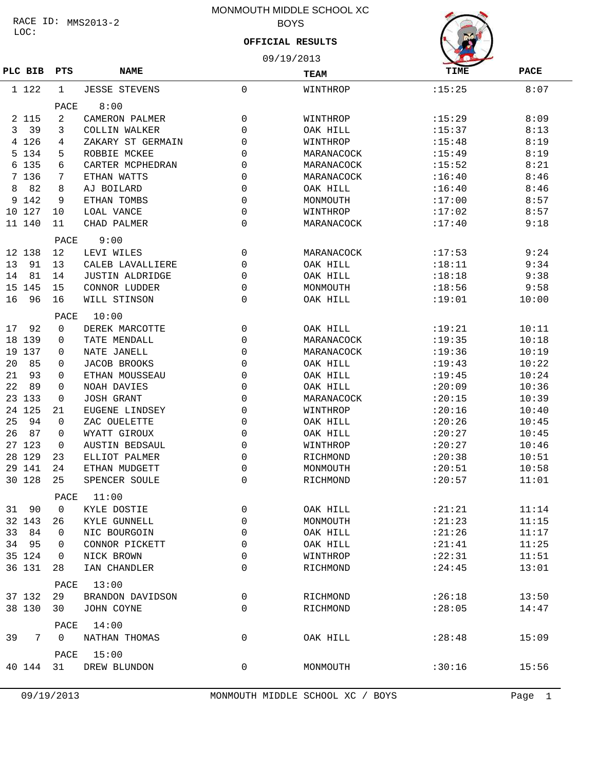RACE ID: MMS2013-2
LOC:

# MONMOUTH MIDDLE SCHOOL XC

## BOYS

**OFFICIAL RESULTS**

09/19/2013

| PLC | BIB | PTS | NAME | | TEAM | TIME | PACE |
|---|---|---|---|---|---|---|---|
| 1 | 122 | 1 | JESSE STEVENS | 0 | WINTHROP | :15:25 | 8:07 |
| | | PACE | 8:00 | | | | |
| 2 | 115 | 2 | CAMERON PALMER | 0 | WINTHROP | :15:29 | 8:09 |
| 3 | 39 | 3 | COLLIN WALKER | 0 | OAK HILL | :15:37 | 8:13 |
| 4 | 126 | 4 | ZAKARY ST GERMAIN | 0 | WINTHROP | :15:48 | 8:19 |
| 5 | 134 | 5 | ROBBIE MCKEE | 0 | MARANACOCK | :15:49 | 8:19 |
| 6 | 135 | 6 | CARTER MCPHEDRAN | 0 | MARANACOCK | :15:52 | 8:21 |
| 7 | 136 | 7 | ETHAN WATTS | 0 | MARANACOCK | :16:40 | 8:46 |
| 8 | 82 | 8 | AJ BOILARD | 0 | OAK HILL | :16:40 | 8:46 |
| 9 | 142 | 9 | ETHAN TOMBS | 0 | MONMOUTH | :17:00 | 8:57 |
| 10 | 127 | 10 | LOAL VANCE | 0 | WINTHROP | :17:02 | 8:57 |
| 11 | 140 | 11 | CHAD PALMER | 0 | MARANACOCK | :17:40 | 9:18 |
| | | PACE | 9:00 | | | | |
| 12 | 138 | 12 | LEVI WILES | 0 | MARANACOCK | :17:53 | 9:24 |
| 13 | 91 | 13 | CALEB LAVALLIERE | 0 | OAK HILL | :18:11 | 9:34 |
| 14 | 81 | 14 | JUSTIN ALDRIDGE | 0 | OAK HILL | :18:18 | 9:38 |
| 15 | 145 | 15 | CONNOR LUDDER | 0 | MONMOUTH | :18:56 | 9:58 |
| 16 | 96 | 16 | WILL STINSON | 0 | OAK HILL | :19:01 | 10:00 |
| | | PACE | 10:00 | | | | |
| 17 | 92 | 0 | DEREK MARCOTTE | 0 | OAK HILL | :19:21 | 10:11 |
| 18 | 139 | 0 | TATE MENDALL | 0 | MARANACOCK | :19:35 | 10:18 |
| 19 | 137 | 0 | NATE JANELL | 0 | MARANACOCK | :19:36 | 10:19 |
| 20 | 85 | 0 | JACOB BROOKS | 0 | OAK HILL | :19:43 | 10:22 |
| 21 | 93 | 0 | ETHAN MOUSSEAU | 0 | OAK HILL | :19:45 | 10:24 |
| 22 | 89 | 0 | NOAH DAVIES | 0 | OAK HILL | :20:09 | 10:36 |
| 23 | 133 | 0 | JOSH GRANT | 0 | MARANACOCK | :20:15 | 10:39 |
| 24 | 125 | 21 | EUGENE LINDSEY | 0 | WINTHROP | :20:16 | 10:40 |
| 25 | 94 | 0 | ZAC OUELETTE | 0 | OAK HILL | :20:26 | 10:45 |
| 26 | 87 | 0 | WYATT GIROUX | 0 | OAK HILL | :20:27 | 10:45 |
| 27 | 123 | 0 | AUSTIN BEDSAUL | 0 | WINTHROP | :20:27 | 10:46 |
| 28 | 129 | 23 | ELLIOT PALMER | 0 | RICHMOND | :20:38 | 10:51 |
| 29 | 141 | 24 | ETHAN MUDGETT | 0 | MONMOUTH | :20:51 | 10:58 |
| 30 | 128 | 25 | SPENCER SOULE | 0 | RICHMOND | :20:57 | 11:01 |
| | | PACE | 11:00 | | | | |
| 31 | 90 | 0 | KYLE DOSTIE | 0 | OAK HILL | :21:21 | 11:14 |
| 32 | 143 | 26 | KYLE GUNNELL | 0 | MONMOUTH | :21:23 | 11:15 |
| 33 | 84 | 0 | NIC BOURGOIN | 0 | OAK HILL | :21:26 | 11:17 |
| 34 | 95 | 0 | CONNOR PICKETT | 0 | OAK HILL | :21:41 | 11:25 |
| 35 | 124 | 0 | NICK BROWN | 0 | WINTHROP | :22:31 | 11:51 |
| 36 | 131 | 28 | IAN CHANDLER | 0 | RICHMOND | :24:45 | 13:01 |
| | | PACE | 13:00 | | | | |
| 37 | 132 | 29 | BRANDON DAVIDSON | 0 | RICHMOND | :26:18 | 13:50 |
| 38 | 130 | 30 | JOHN COYNE | 0 | RICHMOND | :28:05 | 14:47 |
| | | PACE | 14:00 | | | | |
| 39 | 7 | 0 | NATHAN THOMAS | 0 | OAK HILL | :28:48 | 15:09 |
| | | PACE | 15:00 | | | | |
| 40 | 144 | 31 | DREW BLUNDON | 0 | MONMOUTH | :30:16 | 15:56 |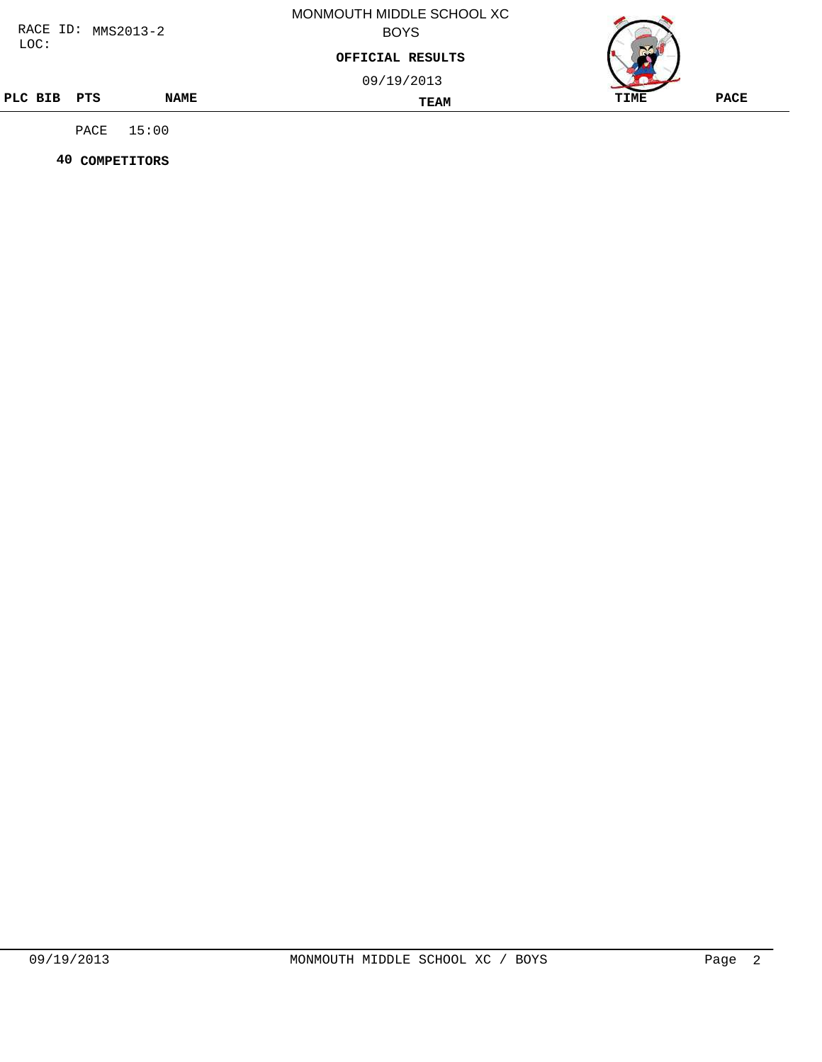RACE ID: MMS2013-2
LOC:

MONMOUTH MIDDLE SCHOOL XC
BOYS

**OFFICIAL RESULTS**

09/19/2013

| PLC | BIB | PTS | NAME | TEAM | TIME | PACE |
|---|---|---|---|---|---|---|

PACE 15:00

**40 COMPETITORS**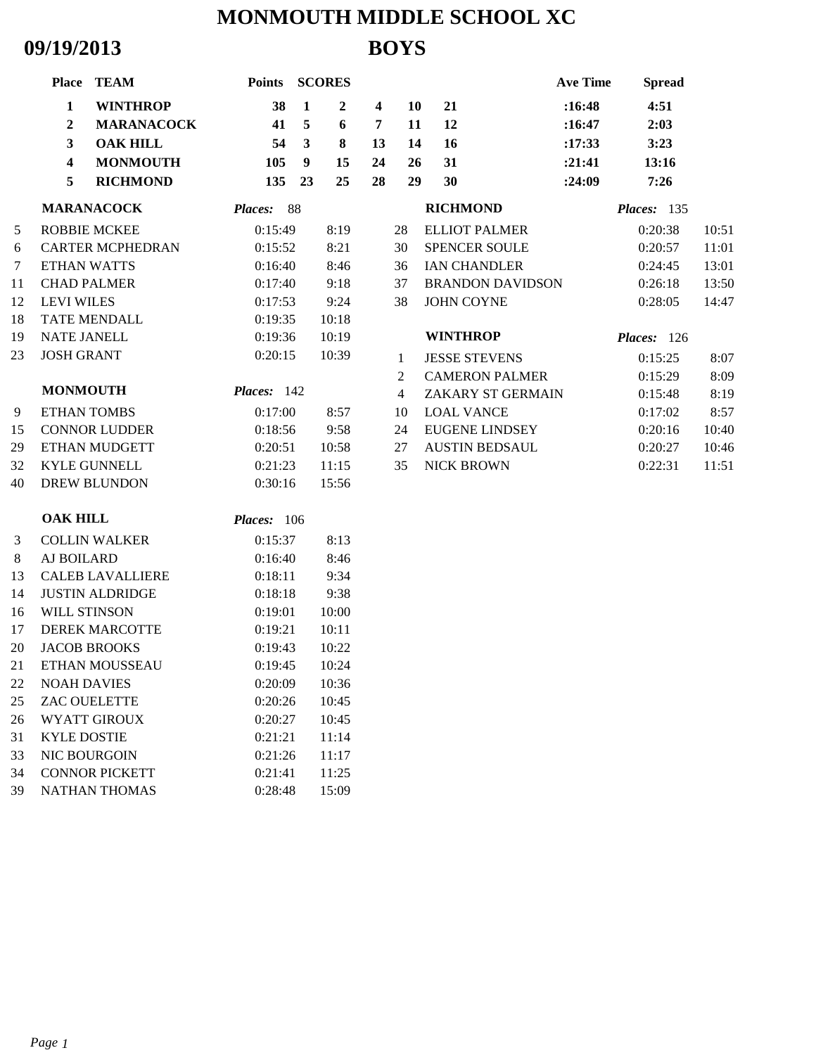# MONMOUTH MIDDLE SCHOOL XC

**09/19/2013** **BOYS**

| Place | TEAM | Points | SCORES | | | | | Ave Time | Spread |
|---|---|---|---|---|---|---|---|---|---|
| 1 | WINTHROP | 38 | 1 | 2 | 4 | 10 | 21 | :16:48 | 4:51 |
| 2 | MARANACOCK | 41 | 5 | 6 | 7 | 11 | 12 | :16:47 | 2:03 |
| 3 | OAK HILL | 54 | 3 | 8 | 13 | 14 | 16 | :17:33 | 3:23 |
| 4 | MONMOUTH | 105 | 9 | 15 | 24 | 26 | 31 | :21:41 | 13:16 |
| 5 | RICHMOND | 135 | 23 | 25 | 28 | 29 | 30 | :24:09 | 7:26 |

### MARANACOCK — *Places:* 88

| | | | |
|---|---|---|---|
| 5 | ROBBIE MCKEE | 0:15:49 | 8:19 |
| 6 | CARTER MCPHEDRAN | 0:15:52 | 8:21 |
| 7 | ETHAN WATTS | 0:16:40 | 8:46 |
| 11 | CHAD PALMER | 0:17:40 | 9:18 |
| 12 | LEVI WILES | 0:17:53 | 9:24 |
| 18 | TATE MENDALL | 0:19:35 | 10:18 |
| 19 | NATE JANELL | 0:19:36 | 10:19 |
| 23 | JOSH GRANT | 0:20:15 | 10:39 |

### MONMOUTH — *Places:* 142

| | | | |
|---|---|---|---|
| 9 | ETHAN TOMBS | 0:17:00 | 8:57 |
| 15 | CONNOR LUDDER | 0:18:56 | 9:58 |
| 29 | ETHAN MUDGETT | 0:20:51 | 10:58 |
| 32 | KYLE GUNNELL | 0:21:23 | 11:15 |
| 40 | DREW BLUNDON | 0:30:16 | 15:56 |

### OAK HILL — *Places:* 106

| | | | |
|---|---|---|---|
| 3 | COLLIN WALKER | 0:15:37 | 8:13 |
| 8 | AJ BOILARD | 0:16:40 | 8:46 |
| 13 | CALEB LAVALLIERE | 0:18:11 | 9:34 |
| 14 | JUSTIN ALDRIDGE | 0:18:18 | 9:38 |
| 16 | WILL STINSON | 0:19:01 | 10:00 |
| 17 | DEREK MARCOTTE | 0:19:21 | 10:11 |
| 20 | JACOB BROOKS | 0:19:43 | 10:22 |
| 21 | ETHAN MOUSSEAU | 0:19:45 | 10:24 |
| 22 | NOAH DAVIES | 0:20:09 | 10:36 |
| 25 | ZAC OUELETTE | 0:20:26 | 10:45 |
| 26 | WYATT GIROUX | 0:20:27 | 10:45 |
| 31 | KYLE DOSTIE | 0:21:21 | 11:14 |
| 33 | NIC BOURGOIN | 0:21:26 | 11:17 |
| 34 | CONNOR PICKETT | 0:21:41 | 11:25 |
| 39 | NATHAN THOMAS | 0:28:48 | 15:09 |

### RICHMOND — *Places:* 135

| | | | |
|---|---|---|---|
| 28 | ELLIOT PALMER | 0:20:38 | 10:51 |
| 30 | SPENCER SOULE | 0:20:57 | 11:01 |
| 36 | IAN CHANDLER | 0:24:45 | 13:01 |
| 37 | BRANDON DAVIDSON | 0:26:18 | 13:50 |
| 38 | JOHN COYNE | 0:28:05 | 14:47 |

### WINTHROP — *Places:* 126

| | | | |
|---|---|---|---|
| 1 | JESSE STEVENS | 0:15:25 | 8:07 |
| 2 | CAMERON PALMER | 0:15:29 | 8:09 |
| 4 | ZAKARY ST GERMAIN | 0:15:48 | 8:19 |
| 10 | LOAL VANCE | 0:17:02 | 8:57 |
| 24 | EUGENE LINDSEY | 0:20:16 | 10:40 |
| 27 | AUSTIN BEDSAUL | 0:20:27 | 10:46 |
| 35 | NICK BROWN | 0:22:31 | 11:51 |